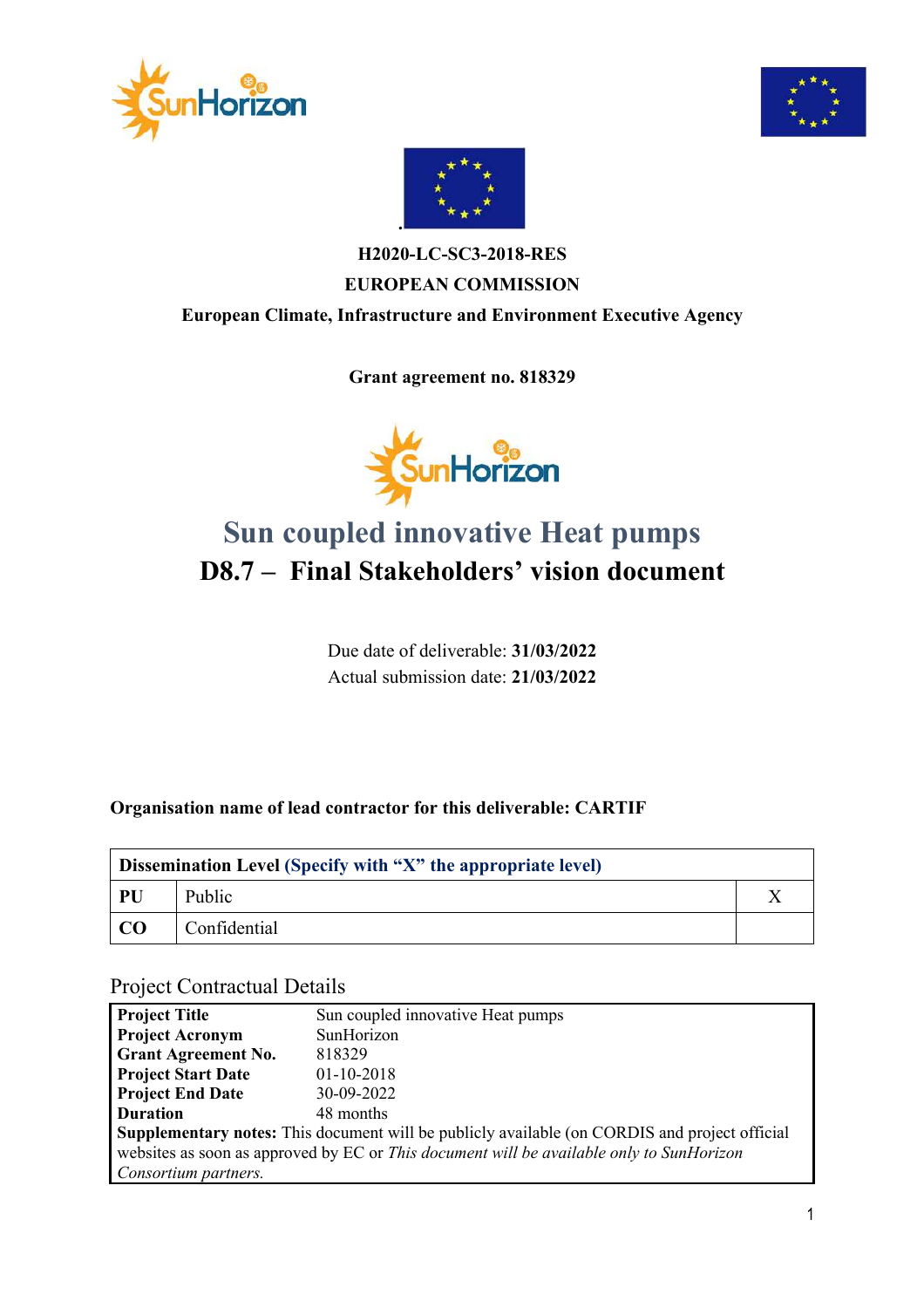H2020-LC-SC3-2018-RES

EUROPEAN COMMISSION

European Climate, Infrastructure and Environment Executive Agency

Grant agreement no. 818329

# Sun coupled innovative Heat pumps

# D8.7 – Final Stakeholders' vision document

Due date of deliverable: **31/03/2022**

Actual submission date: **21/03/2022**

**Organisation name of lead contractor for this deliverable: CARTIF**

| **Dissemination Level** (Specify with "X" the appropriate level) | | |
|---|---|---|
| **PU** | Public | X |
| **CO** | Confidential | |

Project Contractual Details

| | |
|---|---|
| **Project Title** | Sun coupled innovative Heat pumps |
| **Project Acronym** | SunHorizon |
| **Grant Agreement No.** | 818329 |
| **Project Start Date** | 01-10-2018 |
| **Project End Date** | 30-09-2022 |
| **Duration** | 48 months |
| **Supplementary notes:** This document will be publicly available (on CORDIS and project official websites as soon as approved by EC or *This document will be available only to SunHorizon Consortium partners.* | |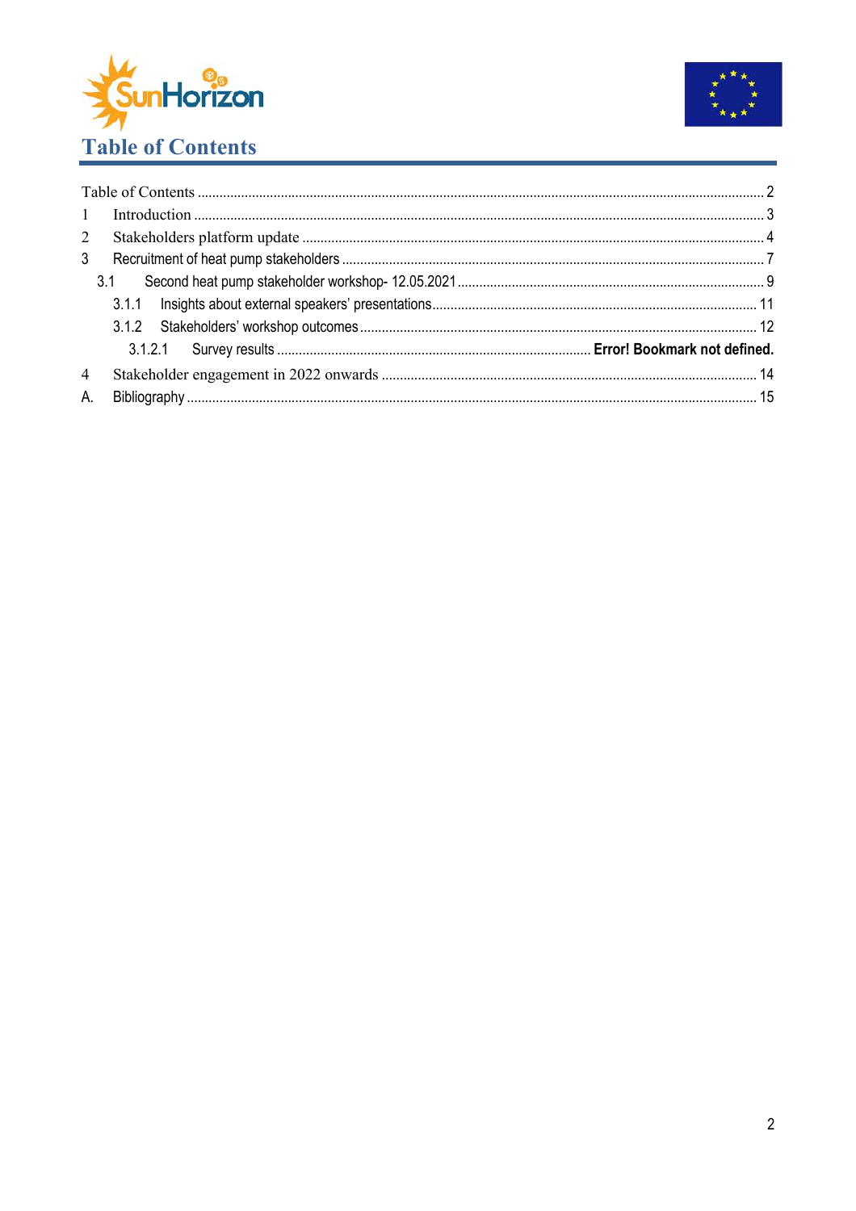# Table of Contents

Table of Contents ........................................................................................................................................ 2

1 Introduction ........................................................................................................................................ 3

2 Stakeholders platform update ............................................................................................................ 4

3 Recruitment of heat pump stakeholders ............................................................................................. 7

3.1 Second heat pump stakeholder workshop- 12.05.2021 ................................................................... 9

3.1.1 Insights about external speakers' presentations ......................................................................... 11

3.1.2 Stakeholders' workshop outcomes .............................................................................................. 12

3.1.2.1 Survey results .................................................................................... **Error! Bookmark not defined.**

4 Stakeholder engagement in 2022 onwards ........................................................................................ 14

A. Bibliography ........................................................................................................................................ 15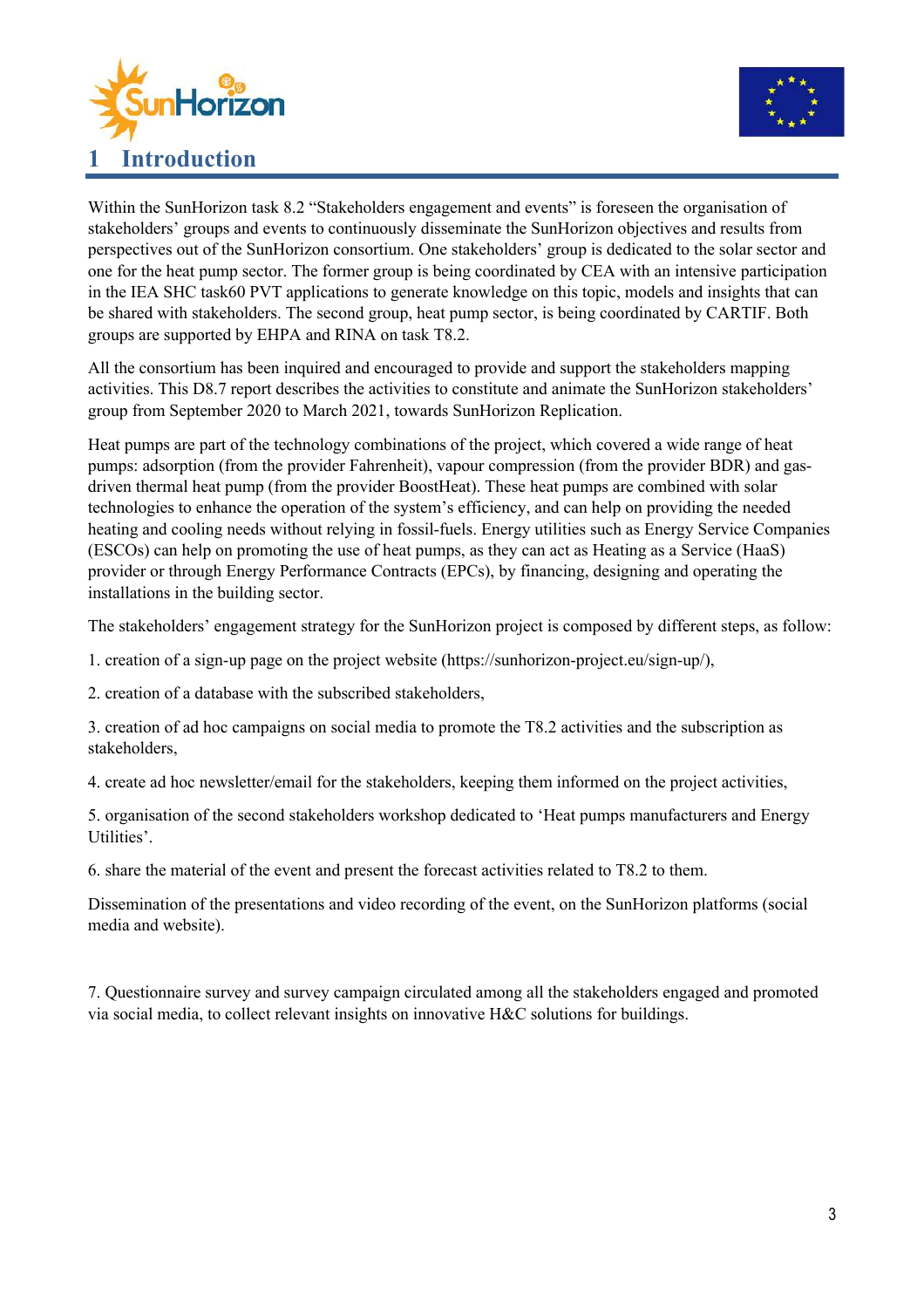# 1 Introduction

Within the SunHorizon task 8.2 "Stakeholders engagement and events" is foreseen the organisation of stakeholders' groups and events to continuously disseminate the SunHorizon objectives and results from perspectives out of the SunHorizon consortium. One stakeholders' group is dedicated to the solar sector and one for the heat pump sector. The former group is being coordinated by CEA with an intensive participation in the IEA SHC task60 PVT applications to generate knowledge on this topic, models and insights that can be shared with stakeholders. The second group, heat pump sector, is being coordinated by CARTIF. Both groups are supported by EHPA and RINA on task T8.2.

All the consortium has been inquired and encouraged to provide and support the stakeholders mapping activities. This D8.7 report describes the activities to constitute and animate the SunHorizon stakeholders' group from September 2020 to March 2021, towards SunHorizon Replication.

Heat pumps are part of the technology combinations of the project, which covered a wide range of heat pumps: adsorption (from the provider Fahrenheit), vapour compression (from the provider BDR) and gas-driven thermal heat pump (from the provider BoostHeat). These heat pumps are combined with solar technologies to enhance the operation of the system's efficiency, and can help on providing the needed heating and cooling needs without relying in fossil-fuels. Energy utilities such as Energy Service Companies (ESCOs) can help on promoting the use of heat pumps, as they can act as Heating as a Service (HaaS) provider or through Energy Performance Contracts (EPCs), by financing, designing and operating the installations in the building sector.

The stakeholders' engagement strategy for the SunHorizon project is composed by different steps, as follow:

1. creation of a sign-up page on the project website (https://sunhorizon-project.eu/sign-up/),

2. creation of a database with the subscribed stakeholders,

3. creation of ad hoc campaigns on social media to promote the T8.2 activities and the subscription as stakeholders,

4. create ad hoc newsletter/email for the stakeholders, keeping them informed on the project activities,

5. organisation of the second stakeholders workshop dedicated to 'Heat pumps manufacturers and Energy Utilities'.

6. share the material of the event and present the forecast activities related to T8.2 to them.

Dissemination of the presentations and video recording of the event, on the SunHorizon platforms (social media and website).

7. Questionnaire survey and survey campaign circulated among all the stakeholders engaged and promoted via social media, to collect relevant insights on innovative H&C solutions for buildings.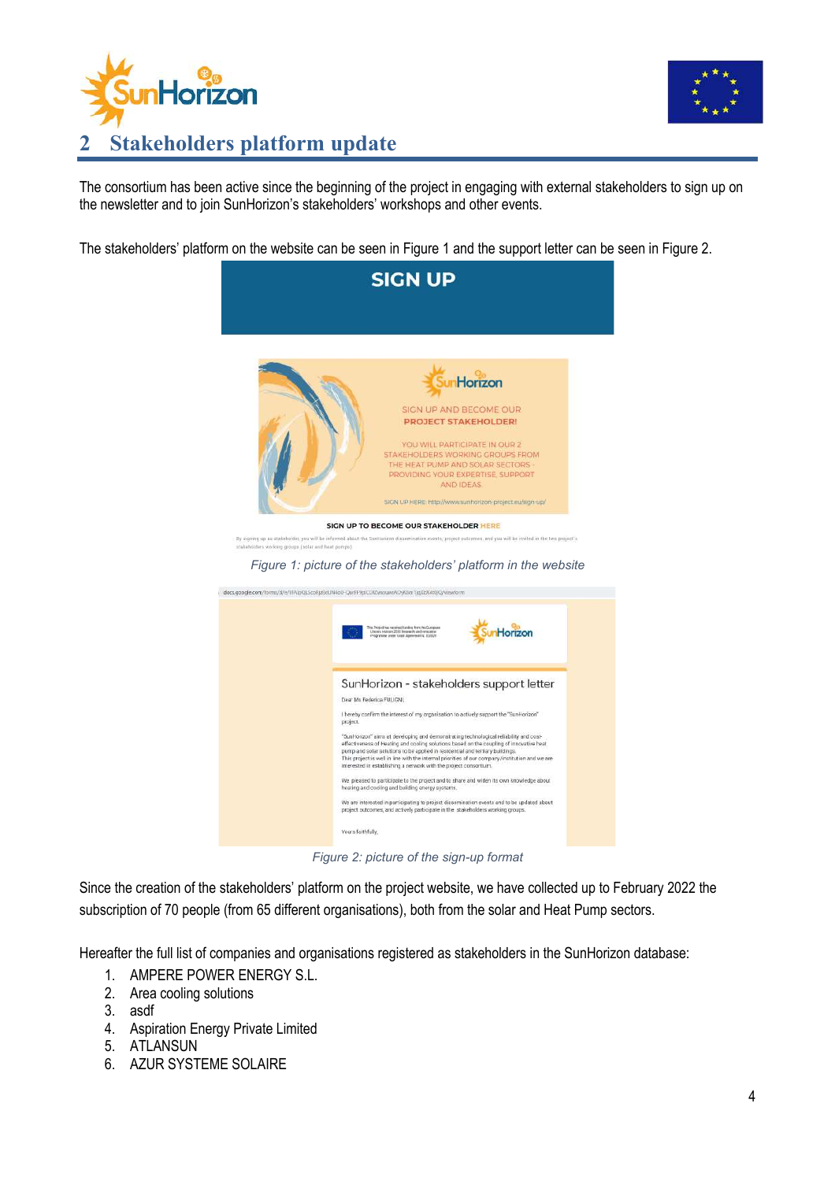## 2 Stakeholders platform update

The consortium has been active since the beginning of the project in engaging with external stakeholders to sign up on the newsletter and to join SunHorizon's stakeholders' workshops and other events.

The stakeholders' platform on the website can be seen in Figure 1 and the support letter can be seen in Figure 2.

*Figure 1: picture of the stakeholders' platform in the website*

*Figure 2: picture of the sign-up format*

Since the creation of the stakeholders' platform on the project website, we have collected up to February 2022 the subscription of 70 people (from 65 different organisations), both from the solar and Heat Pump sectors.

Hereafter the full list of companies and organisations registered as stakeholders in the SunHorizon database:

1. AMPERE POWER ENERGY S.L.
2. Area cooling solutions
3. asdf
4. Aspiration Energy Private Limited
5. ATLANSUN
6. AZUR SYSTEME SOLAIRE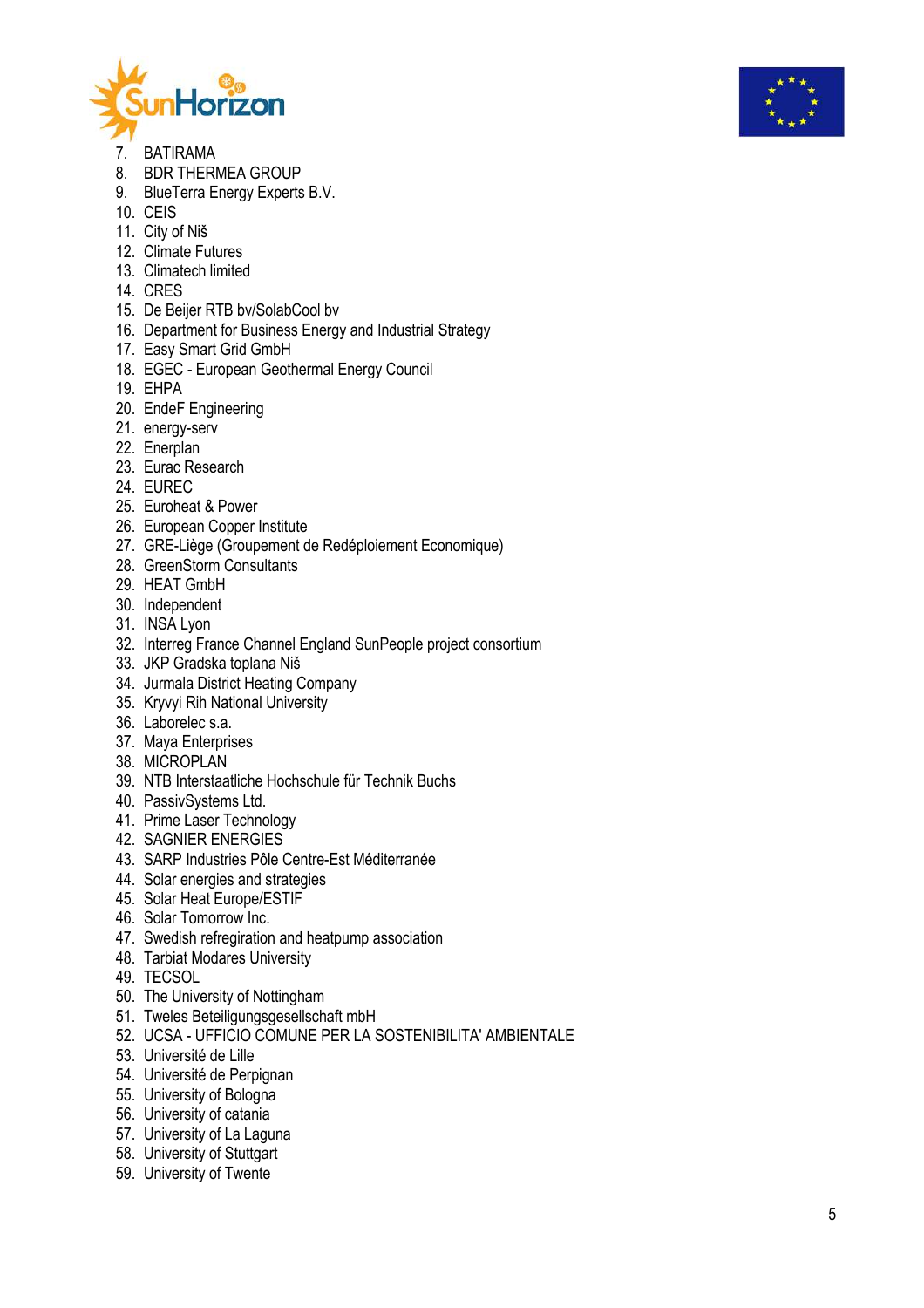7. BATIRAMA
8. BDR THERMEA GROUP
9. BlueTerra Energy Experts B.V.
10. CEIS
11. City of Niš
12. Climate Futures
13. Climatech limited
14. CRES
15. De Beijer RTB bv/SolabCool bv
16. Department for Business Energy and Industrial Strategy
17. Easy Smart Grid GmbH
18. EGEC - European Geothermal Energy Council
19. EHPA
20. EndeF Engineering
21. energy-serv
22. Enerplan
23. Eurac Research
24. EUREC
25. Euroheat & Power
26. European Copper Institute
27. GRE-Liège (Groupement de Redéploiement Economique)
28. GreenStorm Consultants
29. HEAT GmbH
30. Independent
31. INSA Lyon
32. Interreg France Channel England SunPeople project consortium
33. JKP Gradska toplana Niš
34. Jurmala District Heating Company
35. Kryvyi Rih National University
36. Laborelec s.a.
37. Maya Enterprises
38. MICROPLAN
39. NTB Interstaatliche Hochschule für Technik Buchs
40. PassivSystems Ltd.
41. Prime Laser Technology
42. SAGNIER ENERGIES
43. SARP Industries Pôle Centre-Est Méditerranée
44. Solar energies and strategies
45. Solar Heat Europe/ESTIF
46. Solar Tomorrow Inc.
47. Swedish refregiration and heatpump association
48. Tarbiat Modares University
49. TECSOL
50. The University of Nottingham
51. Tweles Beteiligungsgesellschaft mbH
52. UCSA - UFFICIO COMUNE PER LA SOSTENIBILITA' AMBIENTALE
53. Université de Lille
54. Université de Perpignan
55. University of Bologna
56. University of catania
57. University of La Laguna
58. University of Stuttgart
59. University of Twente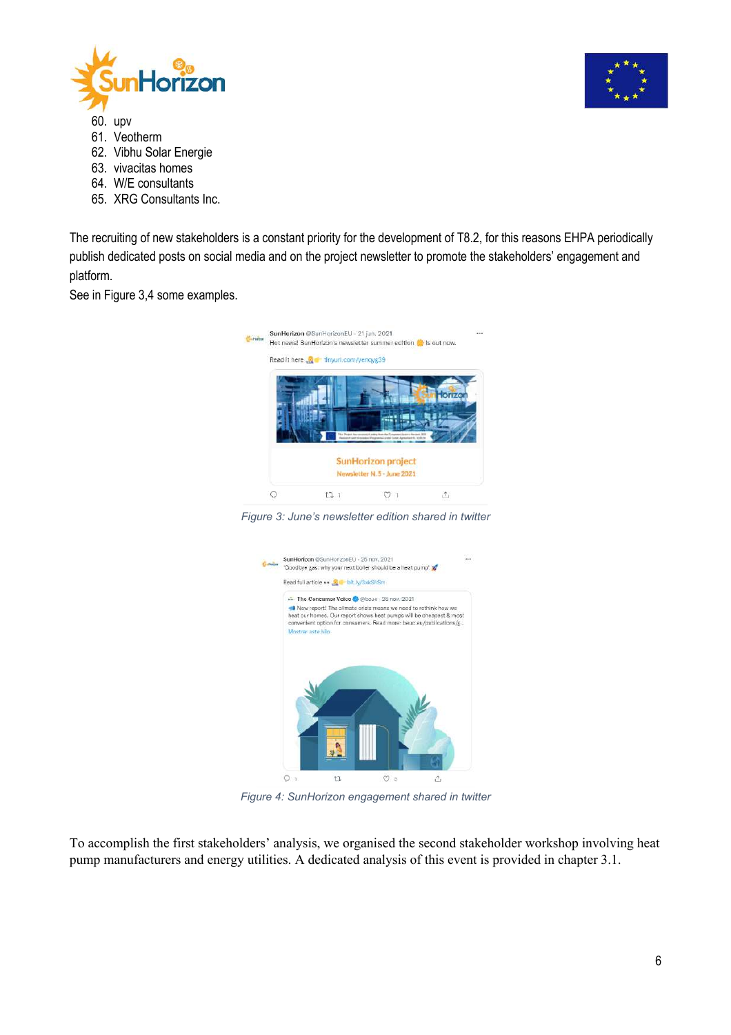60. upv
61. Veotherm
62. Vibhu Solar Energie
63. vivacitas homes
64. W/E consultants
65. XRG Consultants Inc.

The recruiting of new stakeholders is a constant priority for the development of T8.2, for this reasons EHPA periodically publish dedicated posts on social media and on the project newsletter to promote the stakeholders' engagement and platform.

See in Figure 3,4 some examples.

*Figure 3: June's newsletter edition shared in twitter*

*Figure 4: SunHorizon engagement shared in twitter*

To accomplish the first stakeholders' analysis, we organised the second stakeholder workshop involving heat pump manufacturers and energy utilities. A dedicated analysis of this event is provided in chapter 3.1.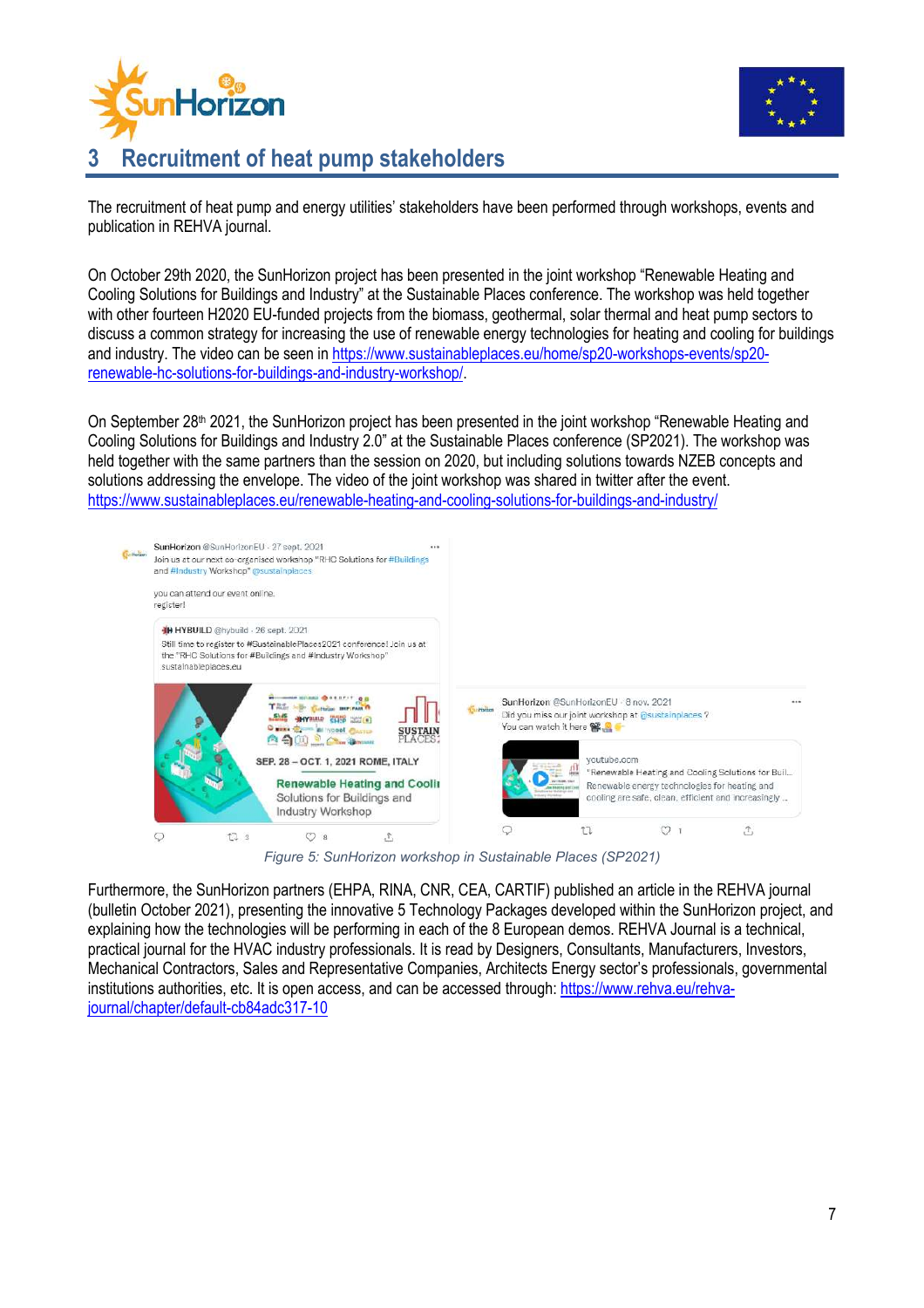# 3 Recruitment of heat pump stakeholders

The recruitment of heat pump and energy utilities' stakeholders have been performed through workshops, events and publication in REHVA journal.

On October 29th 2020, the SunHorizon project has been presented in the joint workshop "Renewable Heating and Cooling Solutions for Buildings and Industry" at the Sustainable Places conference. The workshop was held together with other fourteen H2020 EU-funded projects from the biomass, geothermal, solar thermal and heat pump sectors to discuss a common strategy for increasing the use of renewable energy technologies for heating and cooling for buildings and industry. The video can be seen in https://www.sustainableplaces.eu/home/sp20-workshops-events/sp20-renewable-hc-solutions-for-buildings-and-industry-workshop/.

On September 28th 2021, the SunHorizon project has been presented in the joint workshop "Renewable Heating and Cooling Solutions for Buildings and Industry 2.0" at the Sustainable Places conference (SP2021). The workshop was held together with the same partners than the session on 2020, but including solutions towards NZEB concepts and solutions addressing the envelope. The video of the joint workshop was shared in twitter after the event. https://www.sustainableplaces.eu/renewable-heating-and-cooling-solutions-for-buildings-and-industry/

*Figure 5: SunHorizon workshop in Sustainable Places (SP2021)*

Furthermore, the SunHorizon partners (EHPA, RINA, CNR, CEA, CARTIF) published an article in the REHVA journal (bulletin October 2021), presenting the innovative 5 Technology Packages developed within the SunHorizon project, and explaining how the technologies will be performing in each of the 8 European demos. REHVA Journal is a technical, practical journal for the HVAC industry professionals. It is read by Designers, Consultants, Manufacturers, Investors, Mechanical Contractors, Sales and Representative Companies, Architects Energy sector's professionals, governmental institutions authorities, etc. It is open access, and can be accessed through: https://www.rehva.eu/rehva-journal/chapter/default-cb84adc317-10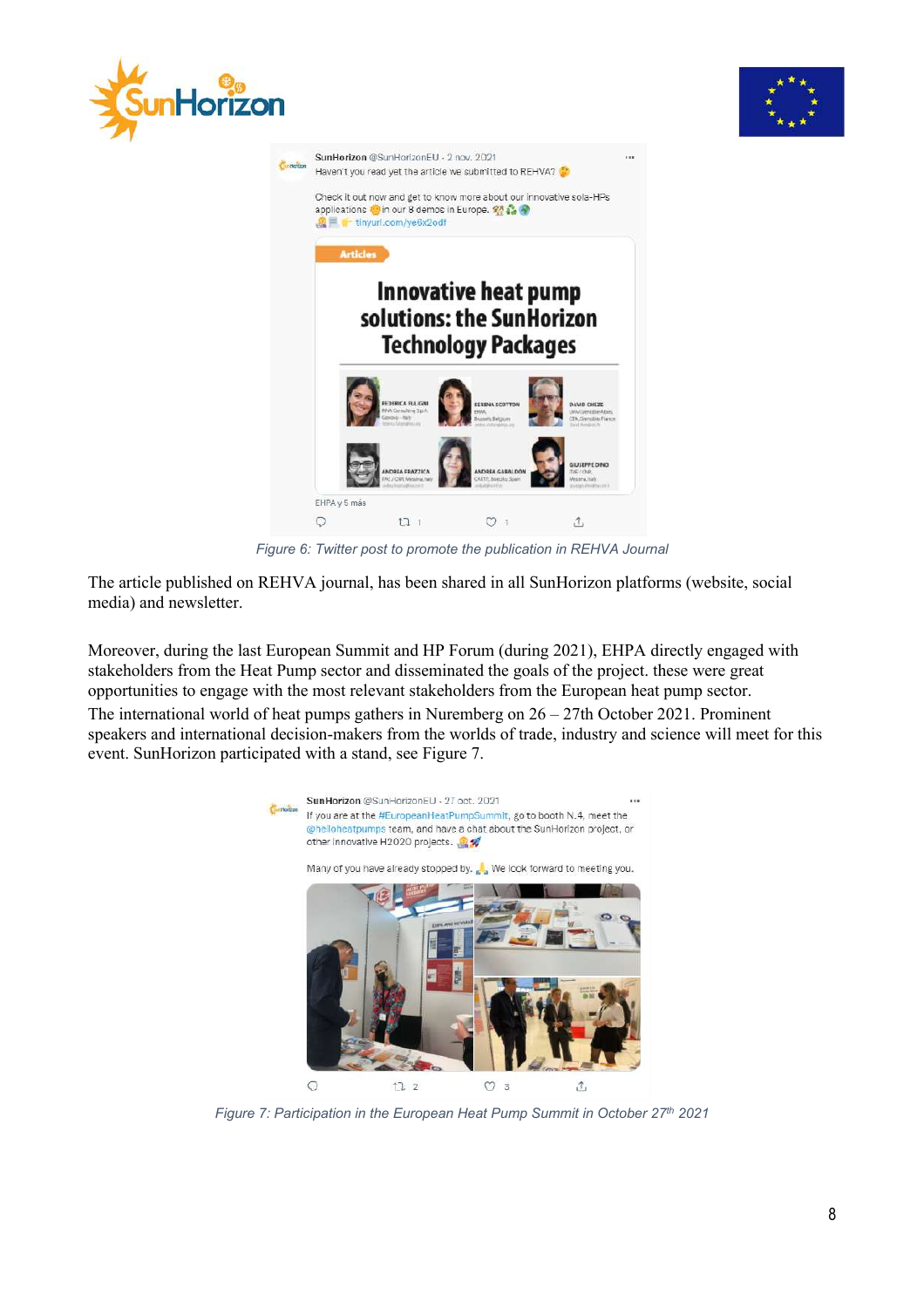Figure 6: Twitter post to promote the publication in REHVA Journal

The article published on REHVA journal, has been shared in all SunHorizon platforms (website, social media) and newsletter.

Moreover, during the last European Summit and HP Forum (during 2021), EHPA directly engaged with stakeholders from the Heat Pump sector and disseminated the goals of the project. these were great opportunities to engage with the most relevant stakeholders from the European heat pump sector.
The international world of heat pumps gathers in Nuremberg on 26 – 27th October 2021. Prominent speakers and international decision-makers from the worlds of trade, industry and science will meet for this event. SunHorizon participated with a stand, see Figure 7.

Figure 7: Participation in the European Heat Pump Summit in October 27th 2021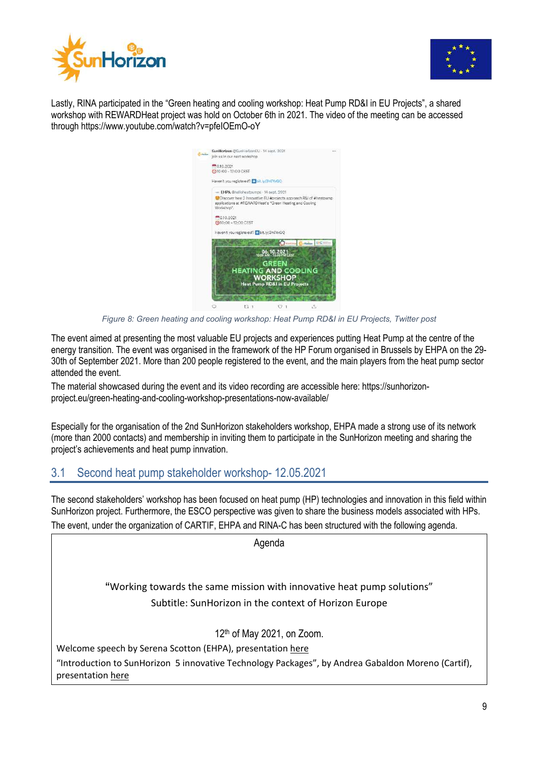Lastly, RINA participated in the “Green heating and cooling workshop: Heat Pump RD&I in EU Projects”, a shared workshop with REWARDHeat project was hold on October 6th in 2021. The video of the meeting can be accessed through https://www.youtube.com/watch?v=pfeIOEmO-oY

*Figure 8: Green heating and cooling workshop: Heat Pump RD&I in EU Projects, Twitter post*

The event aimed at presenting the most valuable EU projects and experiences putting Heat Pump at the centre of the energy transition. The event was organised in the framework of the HP Forum organised in Brussels by EHPA on the 29-30th of September 2021. More than 200 people registered to the event, and the main players from the heat pump sector attended the event.

The material showcased during the event and its video recording are accessible here: https://sunhorizon-project.eu/green-heating-and-cooling-workshop-presentations-now-available/

Especially for the organisation of the 2nd SunHorizon stakeholders workshop, EHPA made a strong use of its network (more than 2000 contacts) and membership in inviting them to participate in the SunHorizon meeting and sharing the project’s achievements and heat pump innvation.

## 3.1 Second heat pump stakeholder workshop- 12.05.2021

The second stakeholders’ workshop has been focused on heat pump (HP) technologies and innovation in this field within SunHorizon project. Furthermore, the ESCO perspective was given to share the business models associated with HPs. The event, under the organization of CARTIF, EHPA and RINA-C has been structured with the following agenda.

| Agenda |
| --- |
| “Working towards the same mission with innovative heat pump solutions”<br>Subtitle: SunHorizon in the context of Horizon Europe<br><br>12th of May 2021, on Zoom.<br><br>Welcome speech by Serena Scotton (EHPA), presentation here<br>“Introduction to SunHorizon  5 innovative Technology Packages”, by Andrea Gabaldon Moreno (Cartif), presentation here |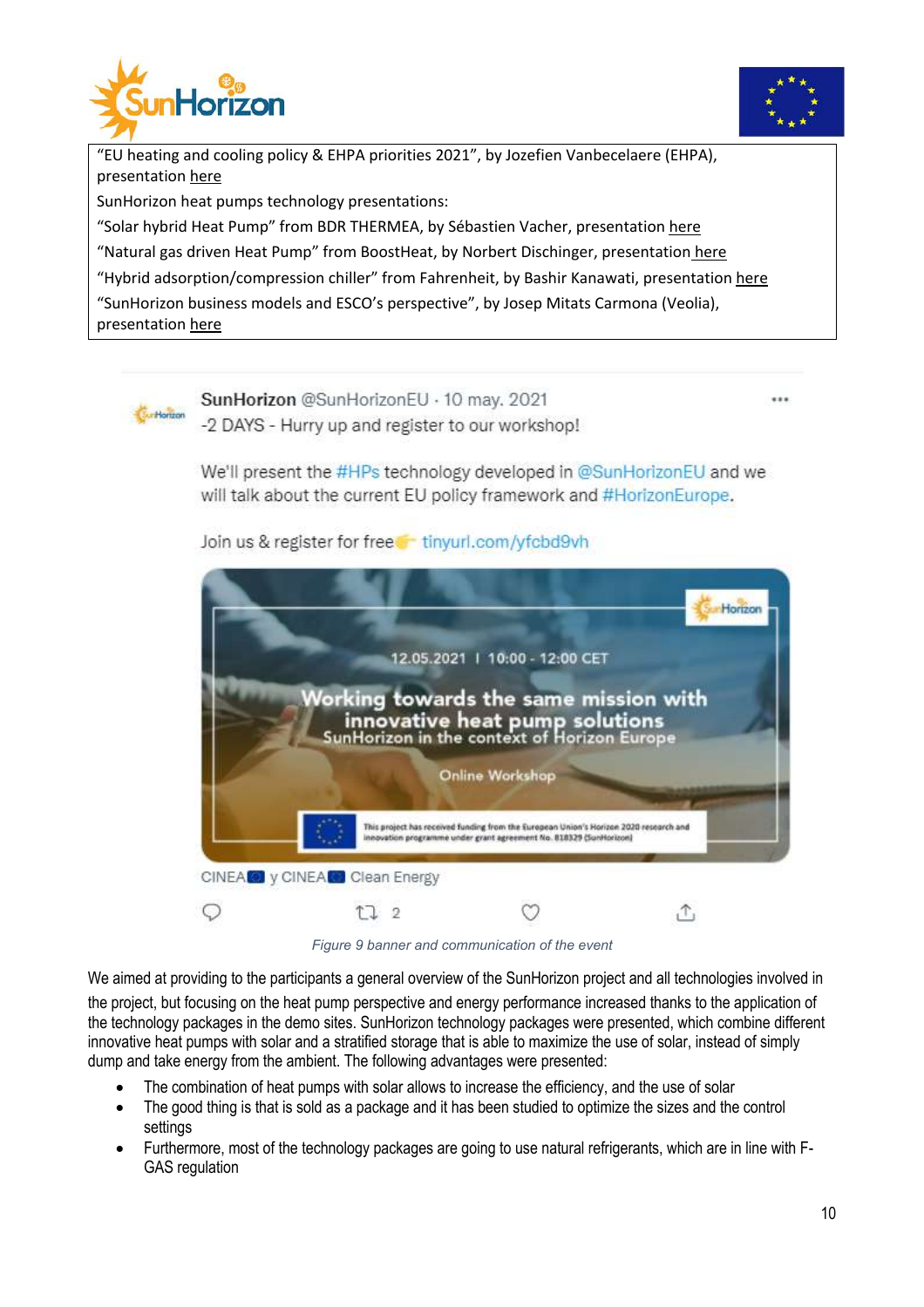"EU heating and cooling policy & EHPA priorities 2021", by Jozefien Vanbecelaere (EHPA), presentation here

SunHorizon heat pumps technology presentations:

"Solar hybrid Heat Pump" from BDR THERMEA, by Sébastien Vacher, presentation here

"Natural gas driven Heat Pump" from BoostHeat, by Norbert Dischinger, presentation here

"Hybrid adsorption/compression chiller" from Fahrenheit, by Bashir Kanawati, presentation here

"SunHorizon business models and ESCO's perspective", by Josep Mitats Carmona (Veolia), presentation here

SunHorizon @SunHorizonEU · 10 may. 2021

-2 DAYS - Hurry up and register to our workshop!

We'll present the #HPs technology developed in @SunHorizonEU and we will talk about the current EU policy framework and #HorizonEurope.

Join us & register for free tinyurl.com/yfcbd9vh

12.05.2021 | 10:00 - 12:00 CET

Working towards the same mission with innovative heat pump solutions

SunHorizon in the context of Horizon Europe

Online Workshop

This project has received funding from the European Union's Horizon 2020 research and innovation programme under grant agreement No. 818329 (SunHorizon)

CINEA y CINEA Clean Energy

*Figure 9 banner and communication of the event*

We aimed at providing to the participants a general overview of the SunHorizon project and all technologies involved in the project, but focusing on the heat pump perspective and energy performance increased thanks to the application of the technology packages in the demo sites. SunHorizon technology packages were presented, which combine different innovative heat pumps with solar and a stratified storage that is able to maximize the use of solar, instead of simply dump and take energy from the ambient. The following advantages were presented:

- The combination of heat pumps with solar allows to increase the efficiency, and the use of solar
- The good thing is that is sold as a package and it has been studied to optimize the sizes and the control settings
- Furthermore, most of the technology packages are going to use natural refrigerants, which are in line with F-GAS regulation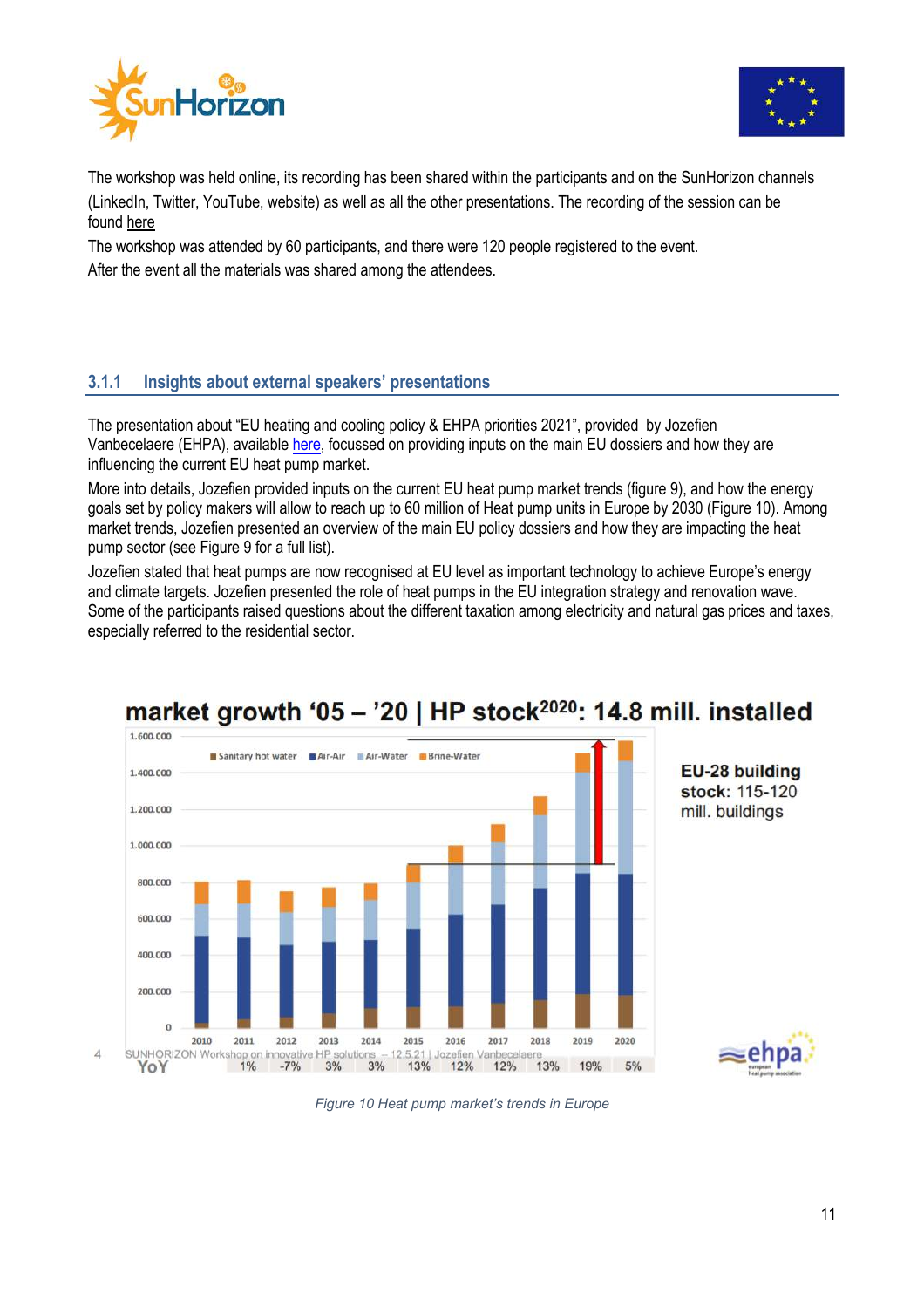The workshop was held online, its recording has been shared within the participants and on the SunHorizon channels (LinkedIn, Twitter, YouTube, website) as well as all the other presentations. The recording of the session can be found here

The workshop was attended by 60 participants, and there were 120 people registered to the event.

After the event all the materials was shared among the attendees.

### 3.1.1 Insights about external speakers' presentations

The presentation about "EU heating and cooling policy & EHPA priorities 2021", provided by Jozefien Vanbecelaere (EHPA), available here, focussed on providing inputs on the main EU dossiers and how they are influencing the current EU heat pump market.

More into details, Jozefien provided inputs on the current EU heat pump market trends (figure 9), and how the energy goals set by policy makers will allow to reach up to 60 million of Heat pump units in Europe by 2030 (Figure 10). Among market trends, Jozefien presented an overview of the main EU policy dossiers and how they are impacting the heat pump sector (see Figure 9 for a full list).

Jozefien stated that heat pumps are now recognised at EU level as important technology to achieve Europe's energy and climate targets. Jozefien presented the role of heat pumps in the EU integration strategy and renovation wave. Some of the participants raised questions about the different taxation among electricity and natural gas prices and taxes, especially referred to the residential sector.

*Figure 10 Heat pump market's trends in Europe*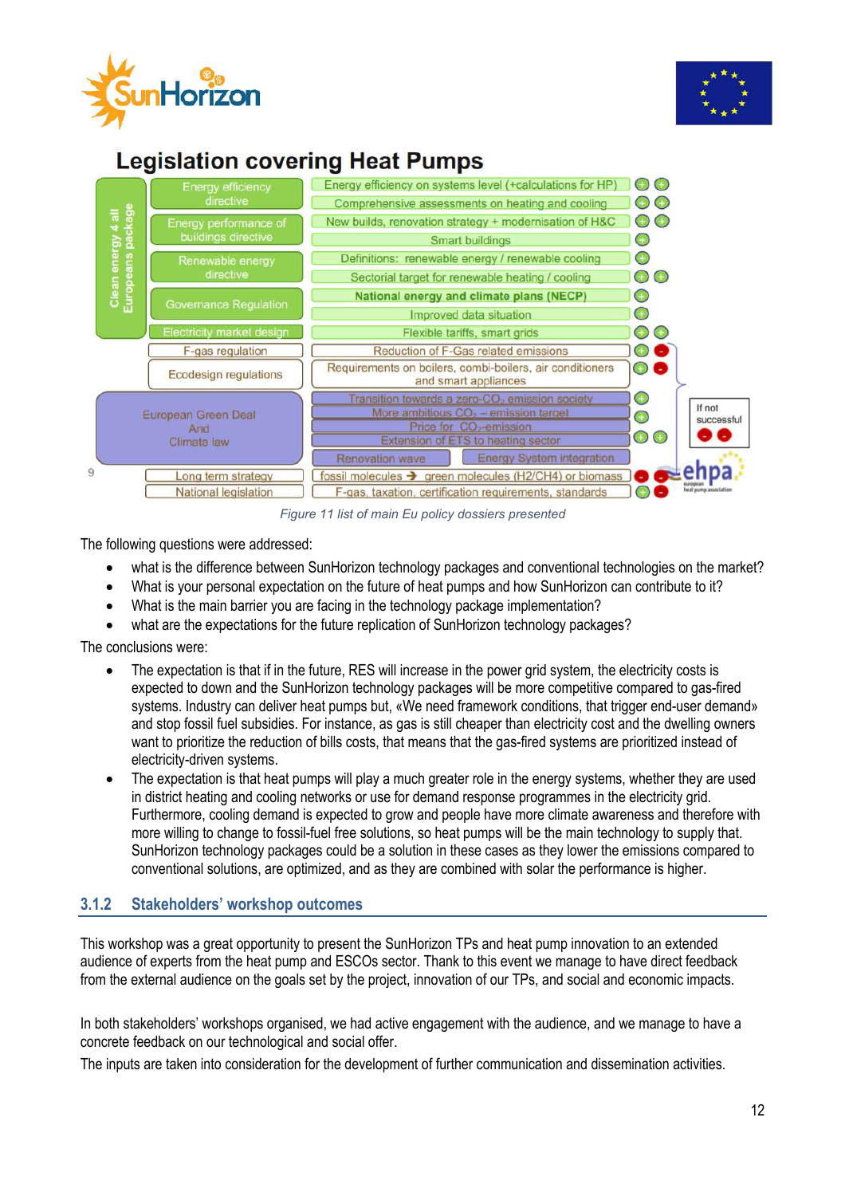## Legislation covering Heat Pumps

| Clean energy 4 all Europeans package | Policy | Topic |
|---|---|---|
| | Energy efficiency directive | Energy efficiency on systems level (+calculations for HP) |
| | | Comprehensive assessments on heating and cooling |
| | Energy performance of buildings directive | New builds, renovation strategy + modernisation of H&C |
| | | Smart buildings |
| | Renewable energy directive | Definitions: renewable energy / renewable cooling |
| | | Sectorial target for renewable heating / cooling |
| | Governance Regulation | National energy and climate plans (NECP) |
| | | Improved data situation |
| | Electricity market design | Flexible tariffs, smart grids |
| | F-gas regulation | Reduction of F-Gas related emissions |
| | Ecodesign regulations | Requirements on boilers, combi-boilers, air conditioners and smart appliances |
| | European Green Deal And Climate law | Transition towards a zero-$CO_2$ emission society |
| | | More ambitious $CO_2$ – emission target |
| | | Price for $CO_2$-emission |
| | | Extension of ETS to heating sector |
| | | Renovation wave |
| | | Energy System integration |
| | Long term strategy | fossil molecules → green molecules (H2/CH4) or biomass |
| | National legislation | F-gas, taxation, certification requirements, standards |

If not successful

*Figure 11 list of main Eu policy dossiers presented*

The following questions were addressed:

- what is the difference between SunHorizon technology packages and conventional technologies on the market?
- What is your personal expectation on the future of heat pumps and how SunHorizon can contribute to it?
- What is the main barrier you are facing in the technology package implementation?
- what are the expectations for the future replication of SunHorizon technology packages?

The conclusions were:

- The expectation is that if in the future, RES will increase in the power grid system, the electricity costs is expected to down and the SunHorizon technology packages will be more competitive compared to gas-fired systems. Industry can deliver heat pumps but, «We need framework conditions, that trigger end-user demand» and stop fossil fuel subsidies. For instance, as gas is still cheaper than electricity cost and the dwelling owners want to prioritize the reduction of bills costs, that means that the gas-fired systems are prioritized instead of electricity-driven systems.
- The expectation is that heat pumps will play a much greater role in the energy systems, whether they are used in district heating and cooling networks or use for demand response programmes in the electricity grid. Furthermore, cooling demand is expected to grow and people have more climate awareness and therefore with more willing to change to fossil-fuel free solutions, so heat pumps will be the main technology to supply that. SunHorizon technology packages could be a solution in these cases as they lower the emissions compared to conventional solutions, are optimized, and as they are combined with solar the performance is higher.

### 3.1.2 Stakeholders' workshop outcomes

This workshop was a great opportunity to present the SunHorizon TPs and heat pump innovation to an extended audience of experts from the heat pump and ESCOs sector. Thank to this event we manage to have direct feedback from the external audience on the goals set by the project, innovation of our TPs, and social and economic impacts.

In both stakeholders' workshops organised, we had active engagement with the audience, and we manage to have a concrete feedback on our technological and social offer.

The inputs are taken into consideration for the development of further communication and dissemination activities.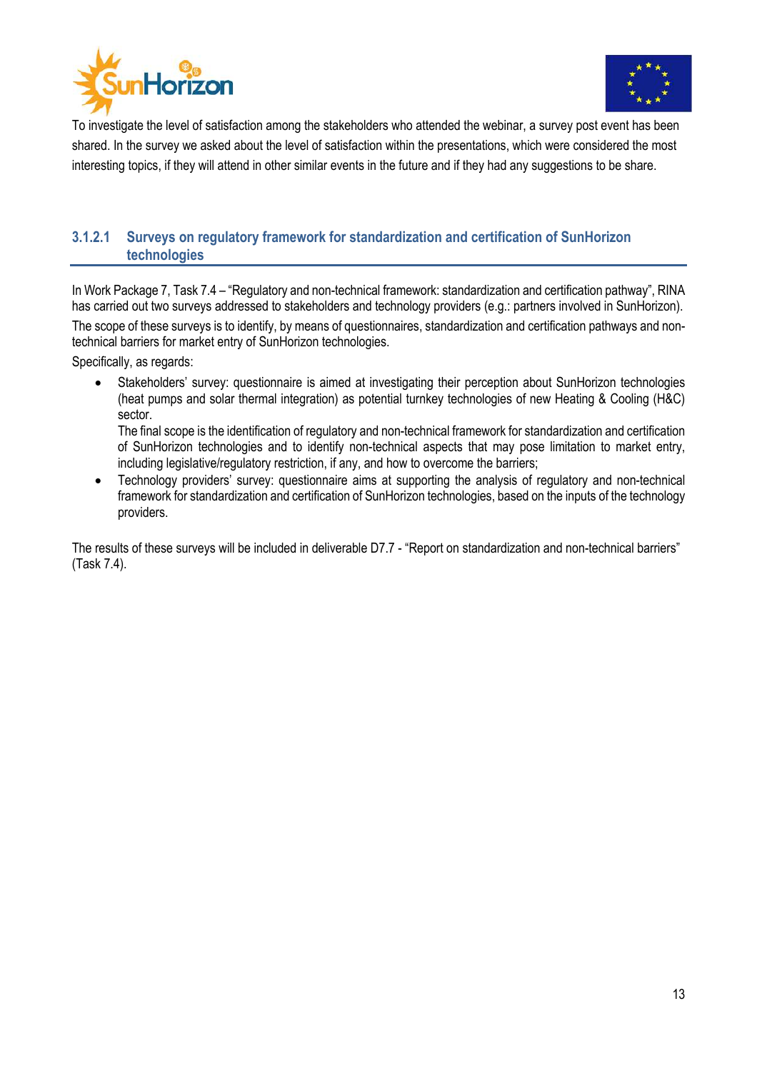To investigate the level of satisfaction among the stakeholders who attended the webinar, a survey post event has been shared. In the survey we asked about the level of satisfaction within the presentations, which were considered the most interesting topics, if they will attend in other similar events in the future and if they had any suggestions to be share.

#### 3.1.2.1 Surveys on regulatory framework for standardization and certification of SunHorizon technologies

In Work Package 7, Task 7.4 – "Regulatory and non-technical framework: standardization and certification pathway", RINA has carried out two surveys addressed to stakeholders and technology providers (e.g.: partners involved in SunHorizon).

The scope of these surveys is to identify, by means of questionnaires, standardization and certification pathways and non-technical barriers for market entry of SunHorizon technologies.

Specifically, as regards:

- Stakeholders' survey: questionnaire is aimed at investigating their perception about SunHorizon technologies (heat pumps and solar thermal integration) as potential turnkey technologies of new Heating & Cooling (H&C) sector.
  The final scope is the identification of regulatory and non-technical framework for standardization and certification of SunHorizon technologies and to identify non-technical aspects that may pose limitation to market entry, including legislative/regulatory restriction, if any, and how to overcome the barriers;
- Technology providers' survey: questionnaire aims at supporting the analysis of regulatory and non-technical framework for standardization and certification of SunHorizon technologies, based on the inputs of the technology providers.

The results of these surveys will be included in deliverable D7.7 - "Report on standardization and non-technical barriers" (Task 7.4).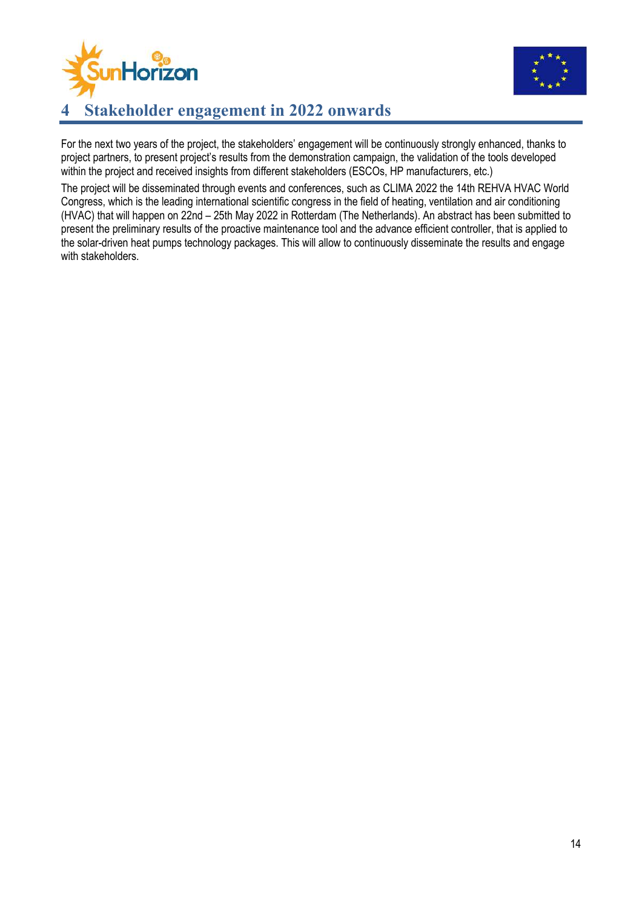# 4 Stakeholder engagement in 2022 onwards

For the next two years of the project, the stakeholders' engagement will be continuously strongly enhanced, thanks to project partners, to present project's results from the demonstration campaign, the validation of the tools developed within the project and received insights from different stakeholders (ESCOs, HP manufacturers, etc.)

The project will be disseminated through events and conferences, such as CLIMA 2022 the 14th REHVA HVAC World Congress, which is the leading international scientific congress in the field of heating, ventilation and air conditioning (HVAC) that will happen on 22nd – 25th May 2022 in Rotterdam (The Netherlands). An abstract has been submitted to present the preliminary results of the proactive maintenance tool and the advance efficient controller, that is applied to the solar-driven heat pumps technology packages. This will allow to continuously disseminate the results and engage with stakeholders.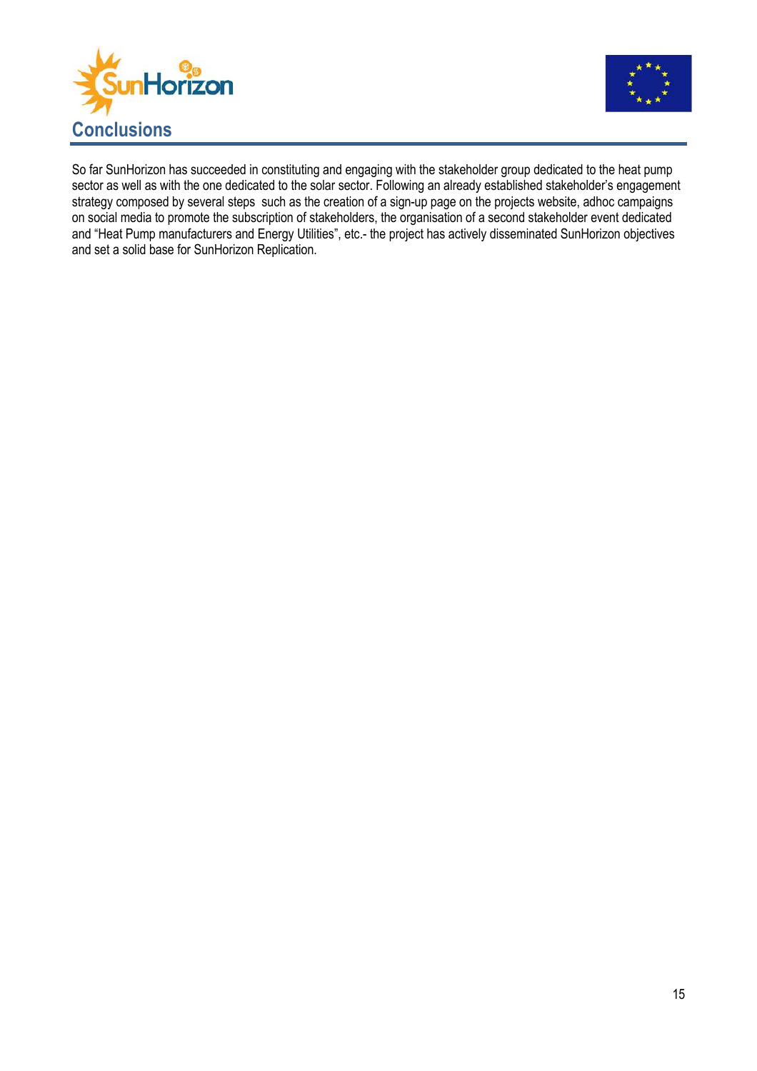# Conclusions

So far SunHorizon has succeeded in constituting and engaging with the stakeholder group dedicated to the heat pump sector as well as with the one dedicated to the solar sector. Following an already established stakeholder's engagement strategy composed by several steps  such as the creation of a sign-up page on the projects website, adhoc campaigns on social media to promote the subscription of stakeholders, the organisation of a second stakeholder event dedicated and "Heat Pump manufacturers and Energy Utilities", etc.- the project has actively disseminated SunHorizon objectives and set a solid base for SunHorizon Replication.